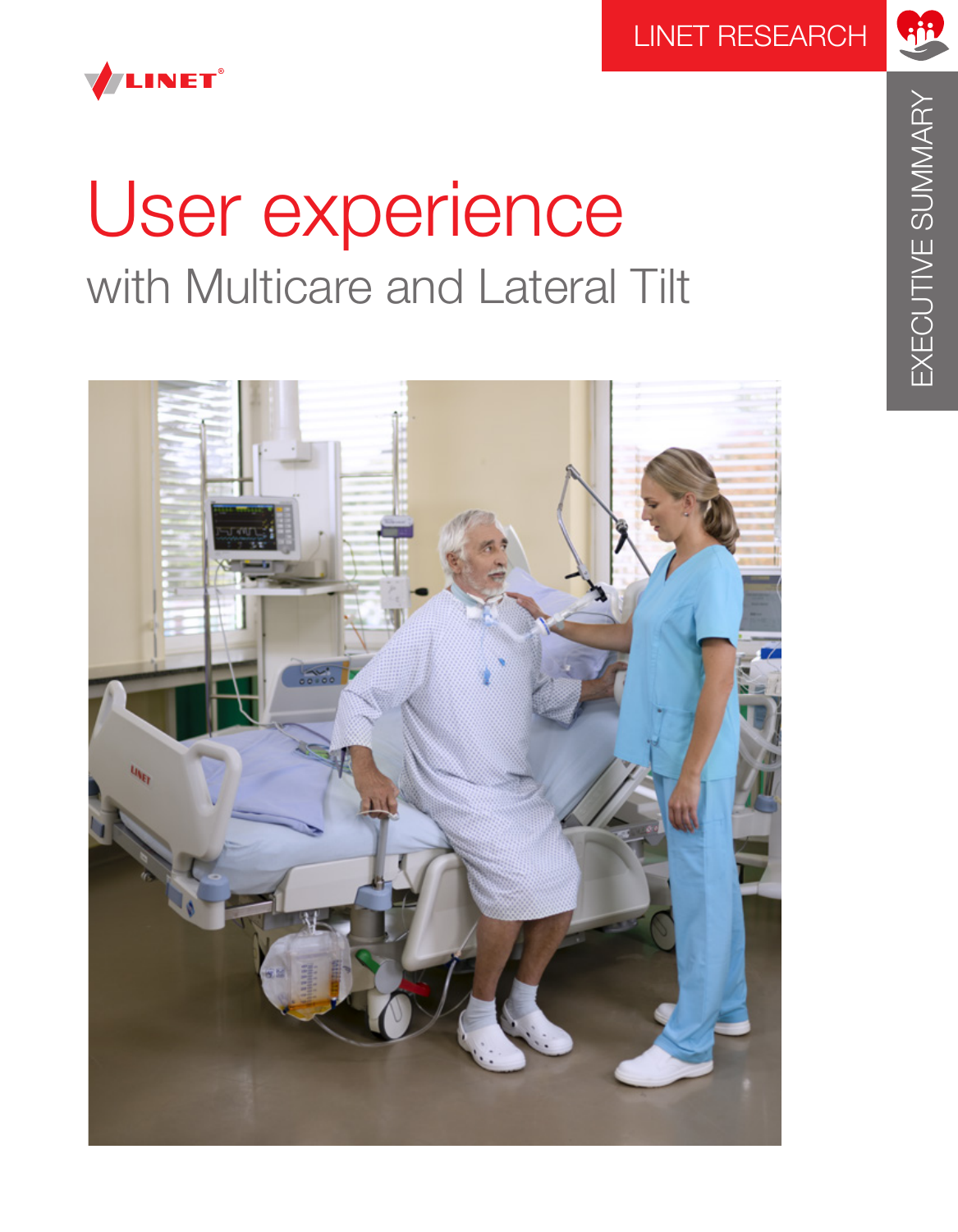LINET RESEARCH

EXECUTIVE SUMMARY

# User experience

## with Multicare and Lateral Tilt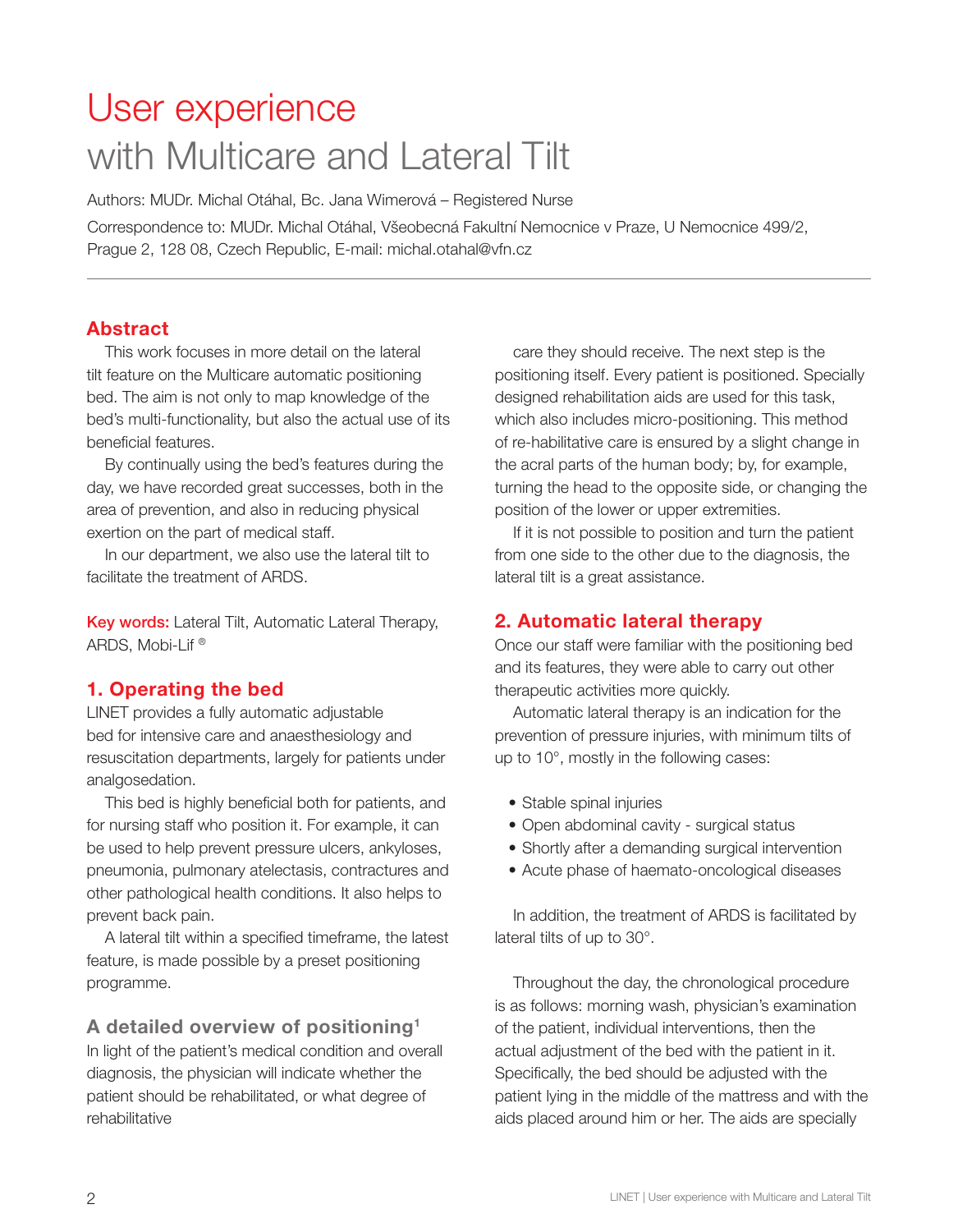# User experience with Multicare and Lateral Tilt

Authors: MUDr. Michal Otáhal, Bc. Jana Wimerová – Registered Nurse

Correspondence to: MUDr. Michal Otáhal, Všeobecná Fakultní Nemocnice v Praze, U Nemocnice 499/2, Prague 2, 128 08, Czech Republic, E-mail: michal.otahal@vfn.cz

---

## Abstract

This work focuses in more detail on the lateral tilt feature on the Multicare automatic positioning bed. The aim is not only to map knowledge of the bed's multi-functionality, but also the actual use of its beneficial features.

By continually using the bed's features during the day, we have recorded great successes, both in the area of prevention, and also in reducing physical exertion on the part of medical staff.

In our department, we also use the lateral tilt to facilitate the treatment of ARDS.

**Key words:** Lateral Tilt, Automatic Lateral Therapy, ARDS, Mobi-Lif ®

## 1. Operating the bed

LINET provides a fully automatic adjustable bed for intensive care and anaesthesiology and resuscitation departments, largely for patients under analgosedation.

This bed is highly beneficial both for patients, and for nursing staff who position it. For example, it can be used to help prevent pressure ulcers, ankyloses, pneumonia, pulmonary atelectasis, contractures and other pathological health conditions. It also helps to prevent back pain.

A lateral tilt within a specified timeframe, the latest feature, is made possible by a preset positioning programme.

### A detailed overview of positioning[1]

In light of the patient's medical condition and overall diagnosis, the physician will indicate whether the patient should be rehabilitated, or what degree of rehabilitative care they should receive. The next step is the positioning itself. Every patient is positioned. Specially designed rehabilitation aids are used for this task, which also includes micro-positioning. This method of re-habilitative care is ensured by a slight change in the acral parts of the human body; by, for example, turning the head to the opposite side, or changing the position of the lower or upper extremities.

If it is not possible to position and turn the patient from one side to the other due to the diagnosis, the lateral tilt is a great assistance.

## 2. Automatic lateral therapy

Once our staff were familiar with the positioning bed and its features, they were able to carry out other therapeutic activities more quickly.

Automatic lateral therapy is an indication for the prevention of pressure injuries, with minimum tilts of up to 10°, mostly in the following cases:

- Stable spinal injuries
- Open abdominal cavity - surgical status
- Shortly after a demanding surgical intervention
- Acute phase of haemato-oncological diseases

In addition, the treatment of ARDS is facilitated by lateral tilts of up to 30°.

Throughout the day, the chronological procedure is as follows: morning wash, physician's examination of the patient, individual interventions, then the actual adjustment of the bed with the patient in it. Specifically, the bed should be adjusted with the patient lying in the middle of the mattress and with the aids placed around him or her. The aids are specially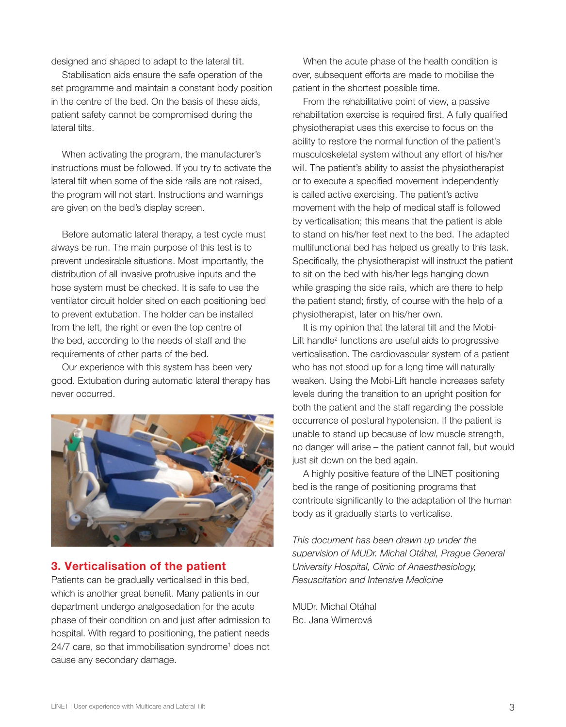designed and shaped to adapt to the lateral tilt.

Stabilisation aids ensure the safe operation of the set programme and maintain a constant body position in the centre of the bed. On the basis of these aids, patient safety cannot be compromised during the lateral tilts.

When activating the program, the manufacturer's instructions must be followed. If you try to activate the lateral tilt when some of the side rails are not raised, the program will not start. Instructions and warnings are given on the bed's display screen.

Before automatic lateral therapy, a test cycle must always be run. The main purpose of this test is to prevent undesirable situations. Most importantly, the distribution of all invasive protrusive inputs and the hose system must be checked. It is safe to use the ventilator circuit holder sited on each positioning bed to prevent extubation. The holder can be installed from the left, the right or even the top centre of the bed, according to the needs of staff and the requirements of other parts of the bed.

Our experience with this system has been very good. Extubation during automatic lateral therapy has never occurred.

## 3. Verticalisation of the patient

Patients can be gradually verticalised in this bed, which is another great benefit. Many patients in our department undergo analgosedation for the acute phase of their condition on and just after admission to hospital. With regard to positioning, the patient needs 24/7 care, so that immobilisation syndrome[1] does not cause any secondary damage.

When the acute phase of the health condition is over, subsequent efforts are made to mobilise the patient in the shortest possible time.

From the rehabilitative point of view, a passive rehabilitation exercise is required first. A fully qualified physiotherapist uses this exercise to focus on the ability to restore the normal function of the patient's musculoskeletal system without any effort of his/her will. The patient's ability to assist the physiotherapist or to execute a specified movement independently is called active exercising. The patient's active movement with the help of medical staff is followed by verticalisation; this means that the patient is able to stand on his/her feet next to the bed. The adapted multifunctional bed has helped us greatly to this task. Specifically, the physiotherapist will instruct the patient to sit on the bed with his/her legs hanging down while grasping the side rails, which are there to help the patient stand; firstly, of course with the help of a physiotherapist, later on his/her own.

It is my opinion that the lateral tilt and the Mobi-Lift handle[2] functions are useful aids to progressive verticalisation. The cardiovascular system of a patient who has not stood up for a long time will naturally weaken. Using the Mobi-Lift handle increases safety levels during the transition to an upright position for both the patient and the staff regarding the possible occurrence of postural hypotension. If the patient is unable to stand up because of low muscle strength, no danger will arise – the patient cannot fall, but would just sit down on the bed again.

A highly positive feature of the LINET positioning bed is the range of positioning programs that contribute significantly to the adaptation of the human body as it gradually starts to verticalise.

*This document has been drawn up under the supervision of MUDr. Michal Otáhal, Prague General University Hospital, Clinic of Anaesthesiology, Resuscitation and Intensive Medicine*

MUDr. Michal Otáhal
Bc. Jana Wimerová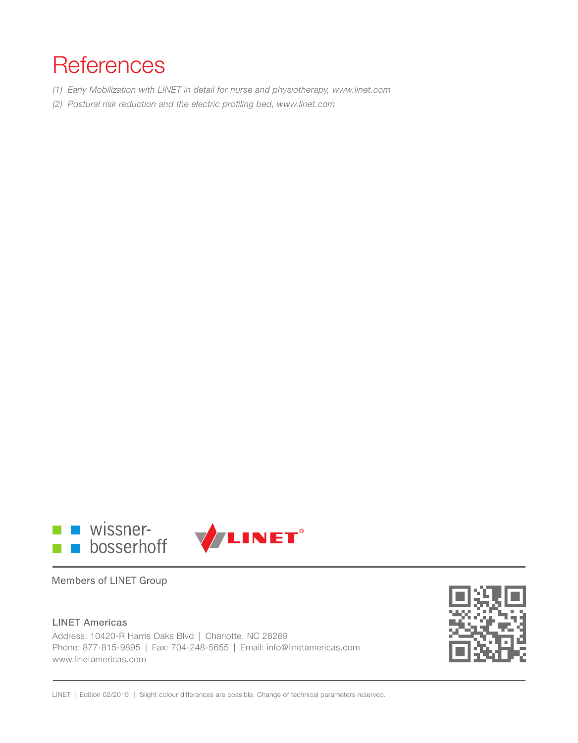# References

*(1) Early Mobilization with LINET in detail for nurse and physiotherapy, www.linet.com*

*(2) Postural risk reduction and the electric profiling bed, www.linet.com*

wissner-bosserhoff

LINET®

Members of LINET Group

**LINET Americas**

Address: 10420-R Harris Oaks Blvd | Charlotte, NC 28269

Phone: 877-815-9895 | Fax: 704-248-5655 | Email: info@linetamericas.com

www.linetamericas.com

LINET | Edition 02/2019 | Slight colour differences are possible. Change of technical parameters reserved.